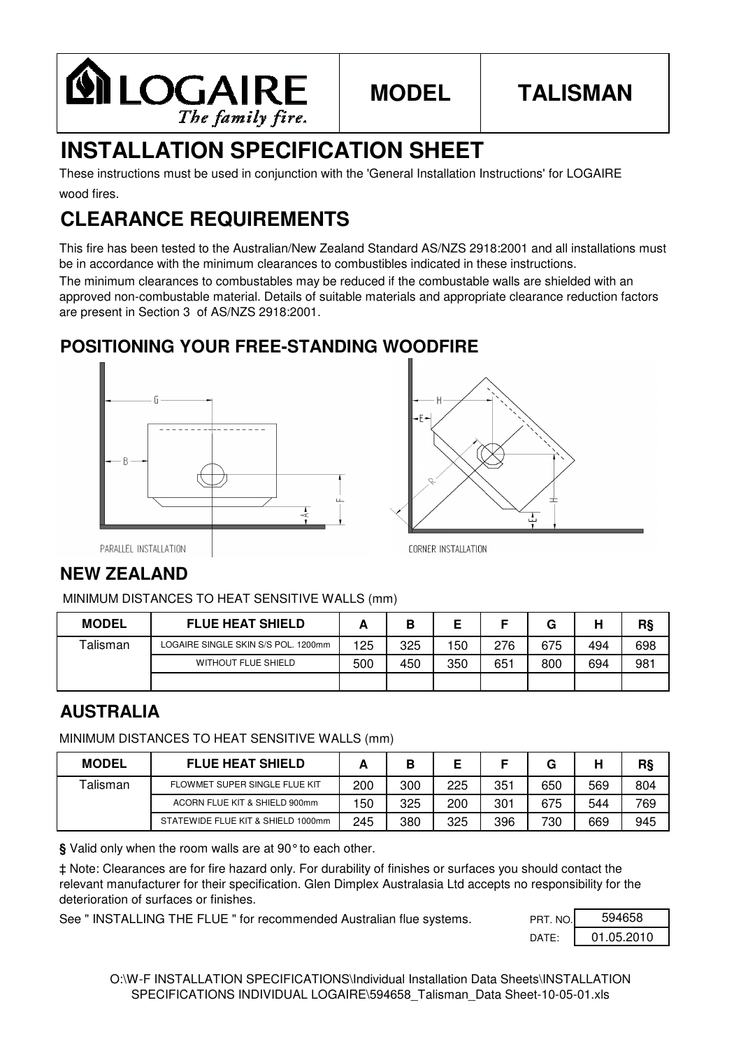LOGAIRE *The family fire.*

| MODEL | TALISMAN |
|---|---|

# INSTALLATION SPECIFICATION SHEET

These instructions must be used in conjunction with the 'General Installation Instructions' for LOGAIRE wood fires.

# CLEARANCE REQUIREMENTS

This fire has been tested to the Australian/New Zealand Standard AS/NZS 2918:2001 and all installations must be in accordance with the minimum clearances to combustibles indicated in these instructions.

The minimum clearances to combustables may be reduced if the combustable walls are shielded with an approved non-combustable material. Details of suitable materials and appropriate clearance reduction factors are present in Section 3 of AS/NZS 2918:2001.

## POSITIONING YOUR FREE-STANDING WOODFIRE

PARALLEL INSTALLATION

CORNER INSTALLATION

## NEW ZEALAND

MINIMUM DISTANCES TO HEAT SENSITIVE WALLS (mm)

| MODEL | FLUE HEAT SHIELD | A | B | E | F | G | H | R§ |
|---|---|---|---|---|---|---|---|---|
| Talisman | LOGAIRE SINGLE SKIN S/S POL. 1200mm | 125 | 325 | 150 | 276 | 675 | 494 | 698 |
| | WITHOUT FLUE SHIELD | 500 | 450 | 350 | 651 | 800 | 694 | 981 |
| | | | | | | | | |

## AUSTRALIA

MINIMUM DISTANCES TO HEAT SENSITIVE WALLS (mm)

| MODEL | FLUE HEAT SHIELD | A | B | E | F | G | H | R§ |
|---|---|---|---|---|---|---|---|---|
| Talisman | FLOWMET SUPER SINGLE FLUE KIT | 200 | 300 | 225 | 351 | 650 | 569 | 804 |
| | ACORN FLUE KIT & SHIELD 900mm | 150 | 325 | 200 | 301 | 675 | 544 | 769 |
| | STATEWIDE FLUE KIT & SHIELD 1000mm | 245 | 380 | 325 | 396 | 730 | 669 | 945 |

**§** Valid only when the room walls are at 90° to each other.

‡ Note: Clearances are for fire hazard only. For durability of finishes or surfaces you should contact the relevant manufacturer for their specification. Glen Dimplex Australasia Ltd accepts no responsibility for the deterioration of surfaces or finishes.

See " INSTALLING THE FLUE " for recommended Australian flue systems.

| PRT. NO. | 594658 |
|---|---|
| DATE: | 01.05.2010 |

O:\W-F INSTALLATION SPECIFICATIONS\Individual Installation Data Sheets\INSTALLATION SPECIFICATIONS INDIVIDUAL LOGAIRE\594658_Talisman_Data Sheet-10-05-01.xls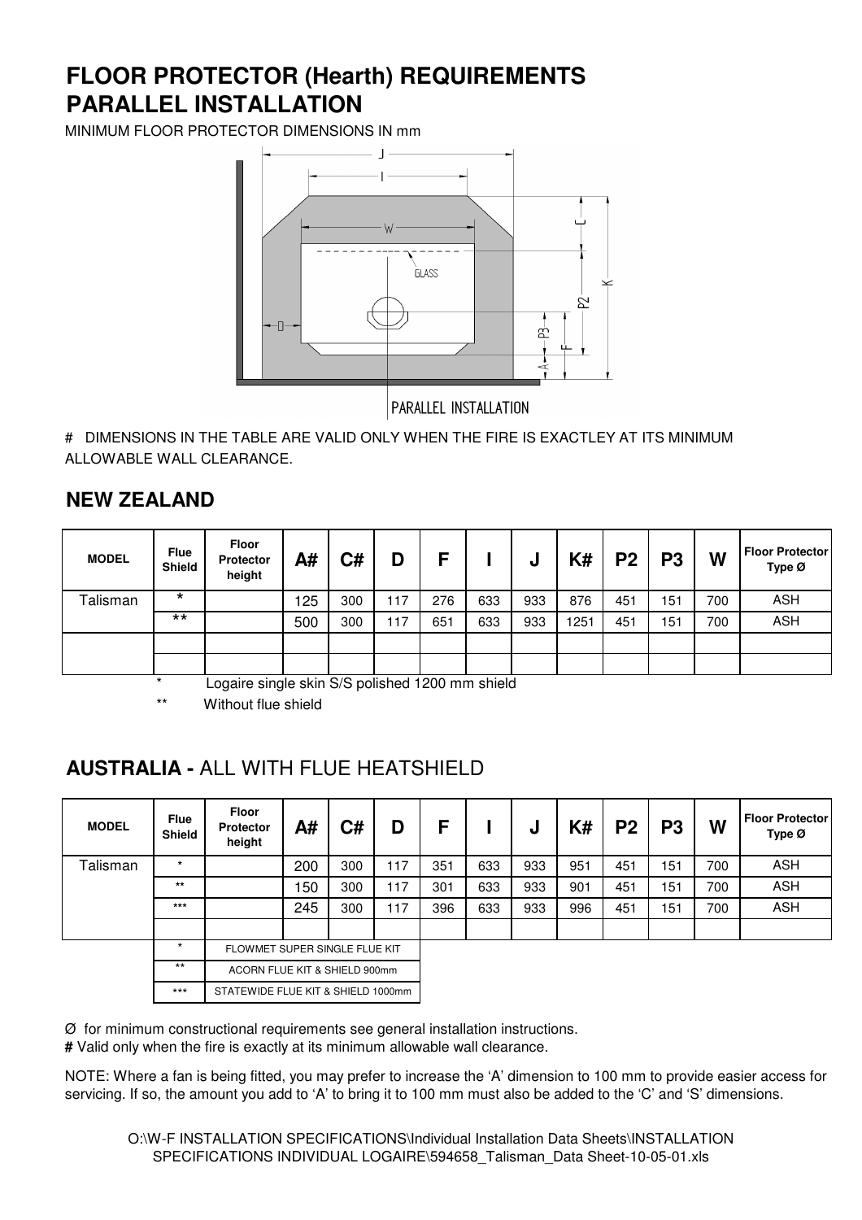# FLOOR PROTECTOR (Hearth) REQUIREMENTS
# PARALLEL INSTALLATION

MINIMUM FLOOR PROTECTOR DIMENSIONS IN mm

# DIMENSIONS IN THE TABLE ARE VALID ONLY WHEN THE FIRE IS EXACTLEY AT ITS MINIMUM ALLOWABLE WALL CLEARANCE.

## NEW ZEALAND

| MODEL | Flue Shield | Floor Protector height | A# | C# | D | F | I | J | K# | P2 | P3 | W | Floor Protector Type Ø |
|---|---|---|---|---|---|---|---|---|---|---|---|---|---|
| Talisman | * | | 125 | 300 | 117 | 276 | 633 | 933 | 876 | 451 | 151 | 700 | ASH |
| | ** | | 500 | 300 | 117 | 651 | 633 | 933 | 1251 | 451 | 151 | 700 | ASH |
| | | | | | | | | | | | | | |
| | | | | | | | | | | | | | |

\* Logaire single skin S/S polished 1200 mm shield

\*\* Without flue shield

## AUSTRALIA - ALL WITH FLUE HEATSHIELD

| MODEL | Flue Shield | Floor Protector height | A# | C# | D | F | I | J | K# | P2 | P3 | W | Floor Protector Type Ø |
|---|---|---|---|---|---|---|---|---|---|---|---|---|---|
| Talisman | * | | 200 | 300 | 117 | 351 | 633 | 933 | 951 | 451 | 151 | 700 | ASH |
| | ** | | 150 | 300 | 117 | 301 | 633 | 933 | 901 | 451 | 151 | 700 | ASH |
| | *** | | 245 | 300 | 117 | 396 | 633 | 933 | 996 | 451 | 151 | 700 | ASH |
| | | | | | | | | | | | | | |

| | |
|---|---|
| * | FLOWMET SUPER SINGLE FLUE KIT |
| ** | ACORN FLUE KIT & SHIELD 900mm |
| *** | STATEWIDE FLUE KIT & SHIELD 1000mm |

Ø for minimum constructional requirements see general installation instructions.

**#** Valid only when the fire is exactly at its minimum allowable wall clearance.

NOTE: Where a fan is being fitted, you may prefer to increase the 'A' dimension to 100 mm to provide easier access for servicing. If so, the amount you add to 'A' to bring it to 100 mm must also be added to the 'C' and 'S' dimensions.

O:\W-F INSTALLATION SPECIFICATIONS\Individual Installation Data Sheets\INSTALLATION SPECIFICATIONS INDIVIDUAL LOGAIRE\594658_Talisman_Data Sheet-10-05-01.xls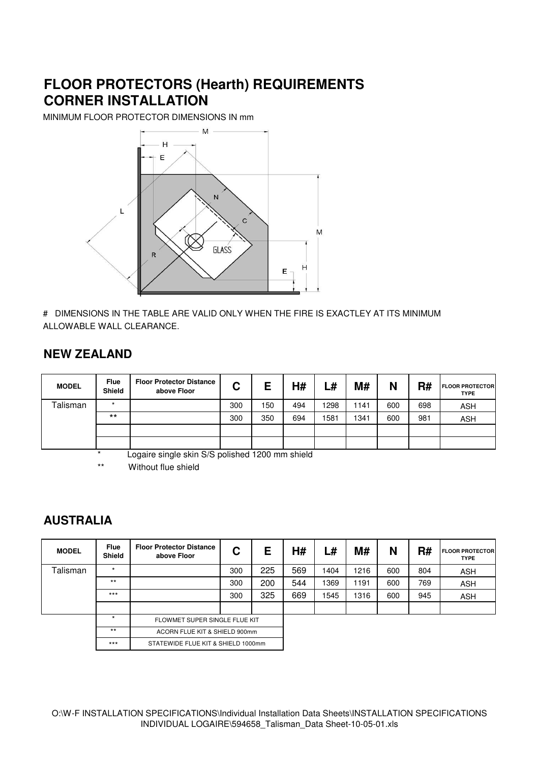# FLOOR PROTECTORS (Hearth) REQUIREMENTS
# CORNER INSTALLATION

MINIMUM FLOOR PROTECTOR DIMENSIONS IN mm

\# DIMENSIONS IN THE TABLE ARE VALID ONLY WHEN THE FIRE IS EXACTLEY AT ITS MINIMUM ALLOWABLE WALL CLEARANCE.

## NEW ZEALAND

| MODEL | Flue Shield | Floor Protector Distance above Floor | C | E | H# | L# | M# | N | R# | FLOOR PROTECTOR TYPE |
|---|---|---|---|---|---|---|---|---|---|---|
| Talisman | * | | 300 | 150 | 494 | 1298 | 1141 | 600 | 698 | ASH |
| | ** | | 300 | 350 | 694 | 1581 | 1341 | 600 | 981 | ASH |
| | | | | | | | | | | |
| | | | | | | | | | | |

\* Logaire single skin S/S polished 1200 mm shield

\** Without flue shield

## AUSTRALIA

| MODEL | Flue Shield | Floor Protector Distance above Floor | C | E | H# | L# | M# | N | R# | FLOOR PROTECTOR TYPE |
|---|---|---|---|---|---|---|---|---|---|---|
| Talisman | * | | 300 | 225 | 569 | 1404 | 1216 | 600 | 804 | ASH |
| | ** | | 300 | 200 | 544 | 1369 | 1191 | 600 | 769 | ASH |
| | *** | | 300 | 325 | 669 | 1545 | 1316 | 600 | 945 | ASH |
| | | | | | | | | | | |

| | |
|---|---|
| * | FLOWMET SUPER SINGLE FLUE KIT |
| ** | ACORN FLUE KIT & SHIELD 900mm |
| *** | STATEWIDE FLUE KIT & SHIELD 1000mm |

O:\W-F INSTALLATION SPECIFICATIONS\Individual Installation Data Sheets\INSTALLATION SPECIFICATIONS INDIVIDUAL LOGAIRE\594658_Talisman_Data Sheet-10-05-01.xls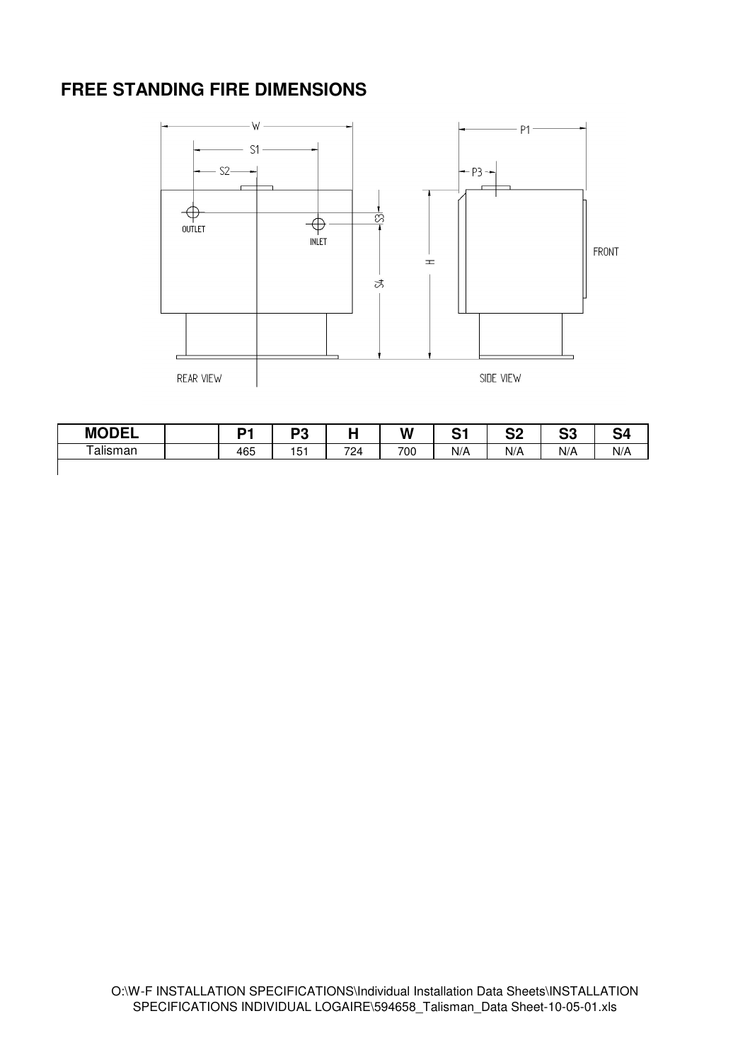## FREE STANDING FIRE DIMENSIONS

| MODEL | | P1 | P3 | H | W | S1 | S2 | S3 | S4 |
|---|---|---|---|---|---|---|---|---|---|
| Talisman | | 465 | 151 | 724 | 700 | N/A | N/A | N/A | N/A |

O:\W-F INSTALLATION SPECIFICATIONS\Individual Installation Data Sheets\INSTALLATION SPECIFICATIONS INDIVIDUAL LOGAIRE\594658_Talisman_Data Sheet-10-05-01.xls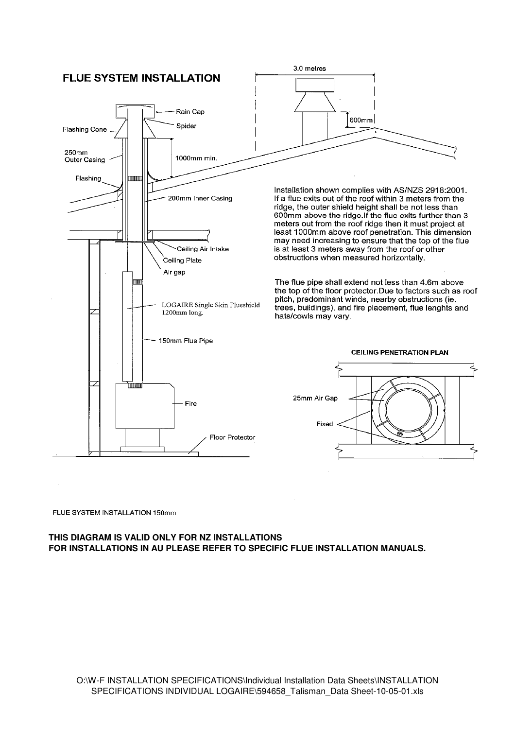# FLUE SYSTEM INSTALLATION

Rain Cap

Spider

Flashing Cone

250mm Outer Casing

1000mm min.

Flashing

200mm Inner Casing

Ceiling Air Intake

Ceiling Plate

Air gap

LOGAIRE Single Skin Flueshield 1200mm long.

150mm Flue Pipe

Fire

Floor Protector

3.0 metres

600mm

Installation shown complies with AS/NZS 2918:2001. If a flue exits out of the roof within 3 meters from the ridge, the outer shield height shall be not less than 600mm above the ridge.If the flue exits further than 3 meters out from the roof ridge then it must project at least 1000mm above roof penetration. This dimension may need increasing to ensure that the top of the flue is at least 3 meters away from the roof or other obstructions when measured horizontally.

The flue pipe shall extend not less than 4.6m above the top of the floor protector.Due to factors such as roof pitch, predominant winds, nearby obstructions (ie. trees, buildings), and fire placement, flue lenghts and hats/cowls may vary.

**CEILING PENETRATION PLAN**

25mm Air Gap

Fixed

FLUE SYSTEM INSTALLATION 150mm

**THIS DIAGRAM IS VALID ONLY FOR NZ INSTALLATIONS**
**FOR INSTALLATIONS IN AU PLEASE REFER TO SPECIFIC FLUE INSTALLATION MANUALS.**

O:\W-F INSTALLATION SPECIFICATIONS\Individual Installation Data Sheets\INSTALLATION SPECIFICATIONS INDIVIDUAL LOGAIRE\594658_Talisman_Data Sheet-10-05-01.xls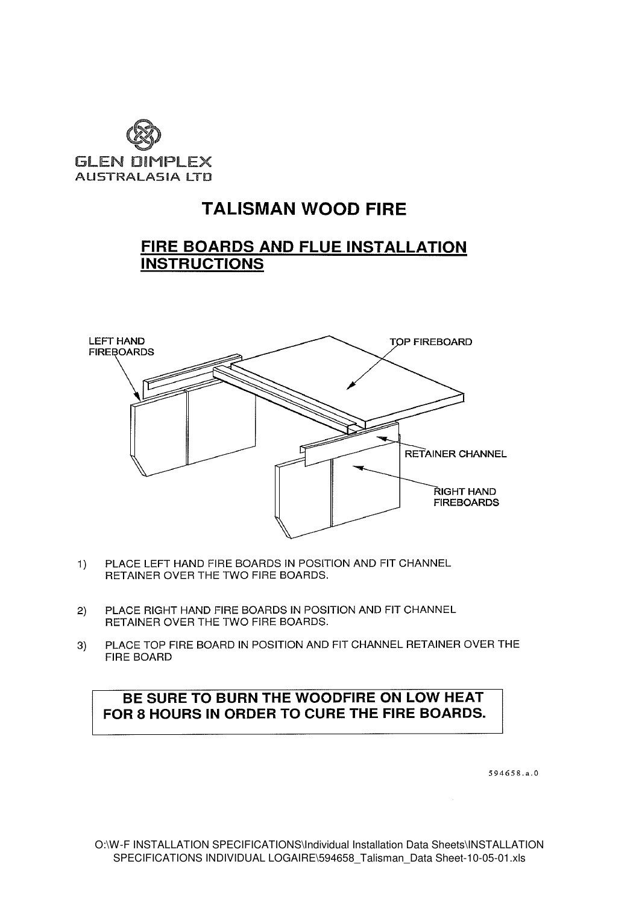GLEN DIMPLEX
AUSTRALASIA LTD

# TALISMAN WOOD FIRE

## FIRE BOARDS AND FLUE INSTALLATION INSTRUCTIONS

LEFT HAND FIREBOARDS

TOP FIREBOARD

RETAINER CHANNEL

RIGHT HAND FIREBOARDS

1) PLACE LEFT HAND FIRE BOARDS IN POSITION AND FIT CHANNEL RETAINER OVER THE TWO FIRE BOARDS.

2) PLACE RIGHT HAND FIRE BOARDS IN POSITION AND FIT CHANNEL RETAINER OVER THE TWO FIRE BOARDS.

3) PLACE TOP FIRE BOARD IN POSITION AND FIT CHANNEL RETAINER OVER THE FIRE BOARD

**BE SURE TO BURN THE WOODFIRE ON LOW HEAT FOR 8 HOURS IN ORDER TO CURE THE FIRE BOARDS.**

594658.a.0

O:\W-F INSTALLATION SPECIFICATIONS\Individual Installation Data Sheets\INSTALLATION SPECIFICATIONS INDIVIDUAL LOGAIRE\594658_Talisman_Data Sheet-10-05-01.xls